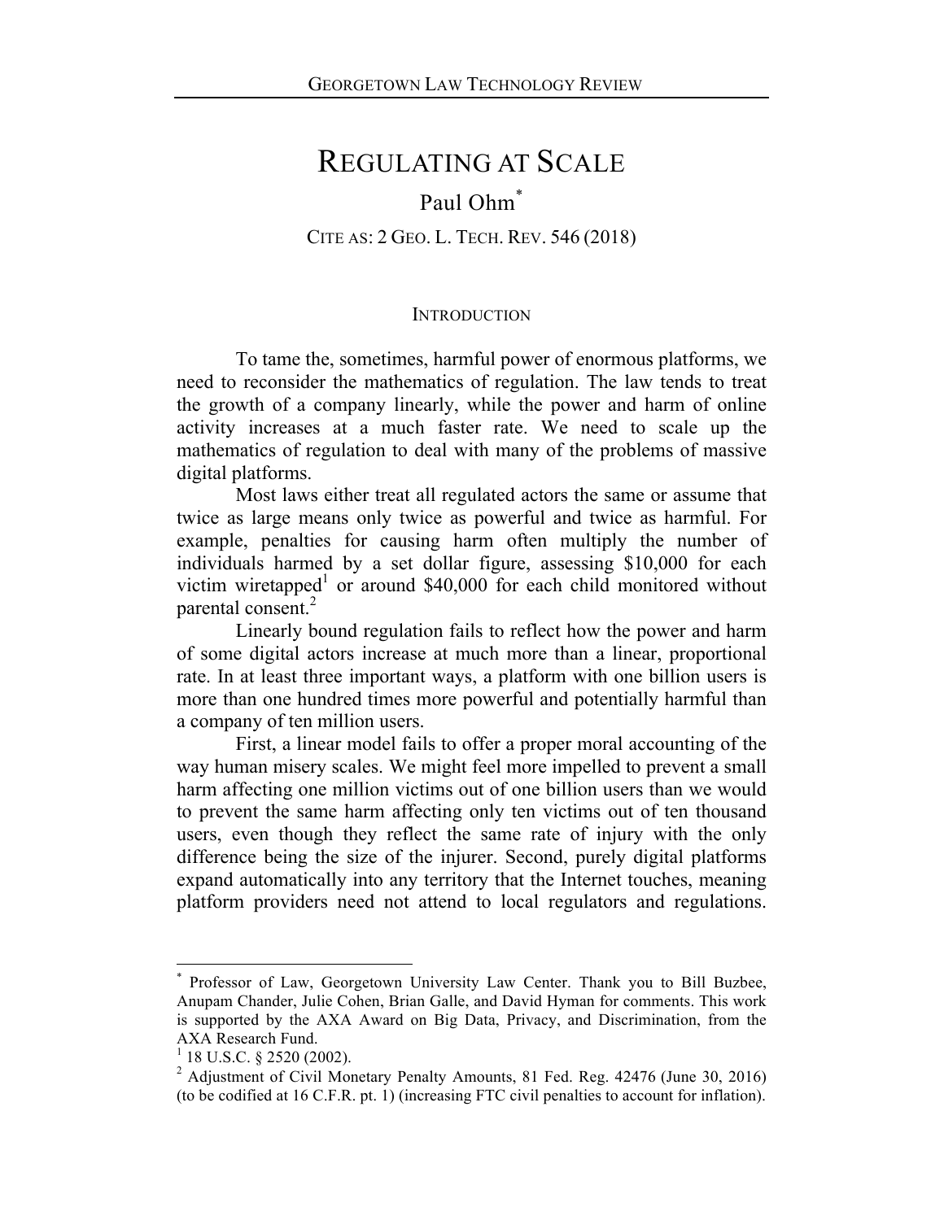# REGULATING AT SCALE

Paul Ohm[*]

CITE AS: 2 GEO. L. TECH. REV. 546 (2018)

## INTRODUCTION

To tame the, sometimes, harmful power of enormous platforms, we need to reconsider the mathematics of regulation. The law tends to treat the growth of a company linearly, while the power and harm of online activity increases at a much faster rate. We need to scale up the mathematics of regulation to deal with many of the problems of massive digital platforms.

Most laws either treat all regulated actors the same or assume that twice as large means only twice as powerful and twice as harmful. For example, penalties for causing harm often multiply the number of individuals harmed by a set dollar figure, assessing $10,000 for each victim wiretapped[1] or around $40,000 for each child monitored without parental consent.[2]

Linearly bound regulation fails to reflect how the power and harm of some digital actors increase at much more than a linear, proportional rate. In at least three important ways, a platform with one billion users is more than one hundred times more powerful and potentially harmful than a company of ten million users.

First, a linear model fails to offer a proper moral accounting of the way human misery scales. We might feel more impelled to prevent a small harm affecting one million victims out of one billion users than we would to prevent the same harm affecting only ten victims out of ten thousand users, even though they reflect the same rate of injury with the only difference being the size of the injurer. Second, purely digital platforms expand automatically into any territory that the Internet touches, meaning platform providers need not attend to local regulators and regulations.

---

[*] Professor of Law, Georgetown University Law Center. Thank you to Bill Buzbee, Anupam Chander, Julie Cohen, Brian Galle, and David Hyman for comments. This work is supported by the AXA Award on Big Data, Privacy, and Discrimination, from the AXA Research Fund.

[1] 18 U.S.C. § 2520 (2002).

[2] Adjustment of Civil Monetary Penalty Amounts, 81 Fed. Reg. 42476 (June 30, 2016) (to be codified at 16 C.F.R. pt. 1) (increasing FTC civil penalties to account for inflation).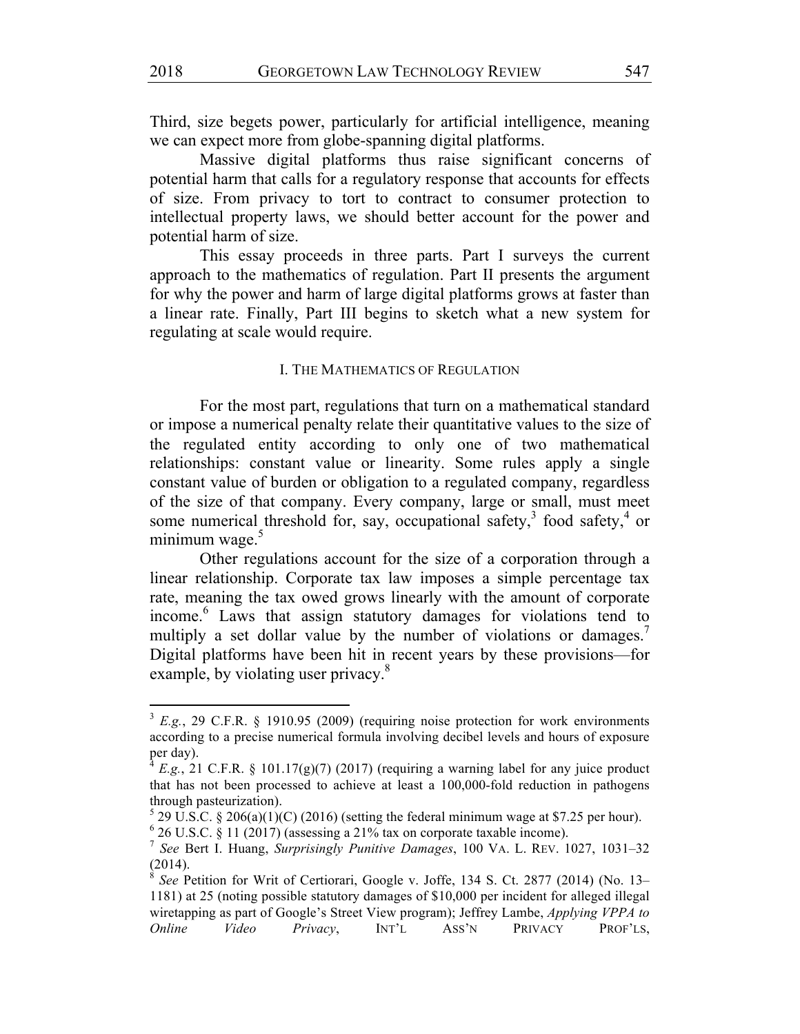Third, size begets power, particularly for artificial intelligence, meaning we can expect more from globe-spanning digital platforms.

Massive digital platforms thus raise significant concerns of potential harm that calls for a regulatory response that accounts for effects of size. From privacy to tort to contract to consumer protection to intellectual property laws, we should better account for the power and potential harm of size.

This essay proceeds in three parts. Part I surveys the current approach to the mathematics of regulation. Part II presents the argument for why the power and harm of large digital platforms grows at faster than a linear rate. Finally, Part III begins to sketch what a new system for regulating at scale would require.

## I. THE MATHEMATICS OF REGULATION

For the most part, regulations that turn on a mathematical standard or impose a numerical penalty relate their quantitative values to the size of the regulated entity according to only one of two mathematical relationships: constant value or linearity. Some rules apply a single constant value of burden or obligation to a regulated company, regardless of the size of that company. Every company, large or small, must meet some numerical threshold for, say, occupational safety,[3] food safety,[4] or minimum wage.[5]

Other regulations account for the size of a corporation through a linear relationship. Corporate tax law imposes a simple percentage tax rate, meaning the tax owed grows linearly with the amount of corporate income.[6] Laws that assign statutory damages for violations tend to multiply a set dollar value by the number of violations or damages.[7] Digital platforms have been hit in recent years by these provisions—for example, by violating user privacy.[8]

---

[3] *E.g.*, 29 C.F.R. § 1910.95 (2009) (requiring noise protection for work environments according to a precise numerical formula involving decibel levels and hours of exposure per day).

[4] *E.g.*, 21 C.F.R. § 101.17(g)(7) (2017) (requiring a warning label for any juice product that has not been processed to achieve at least a 100,000-fold reduction in pathogens through pasteurization).

[5] 29 U.S.C. § 206(a)(1)(C) (2016) (setting the federal minimum wage at $7.25 per hour).

[6] 26 U.S.C. § 11 (2017) (assessing a 21% tax on corporate taxable income).

[7] *See* Bert I. Huang, *Surprisingly Punitive Damages*, 100 VA. L. REV. 1027, 1031–32 (2014).

[8] *See* Petition for Writ of Certiorari, Google v. Joffe, 134 S. Ct. 2877 (2014) (No. 13–1181) at 25 (noting possible statutory damages of $10,000 per incident for alleged illegal wiretapping as part of Google's Street View program); Jeffrey Lambe, *Applying VPPA to Online Video Privacy*, INT'L ASS'N PRIVACY PROF'LS,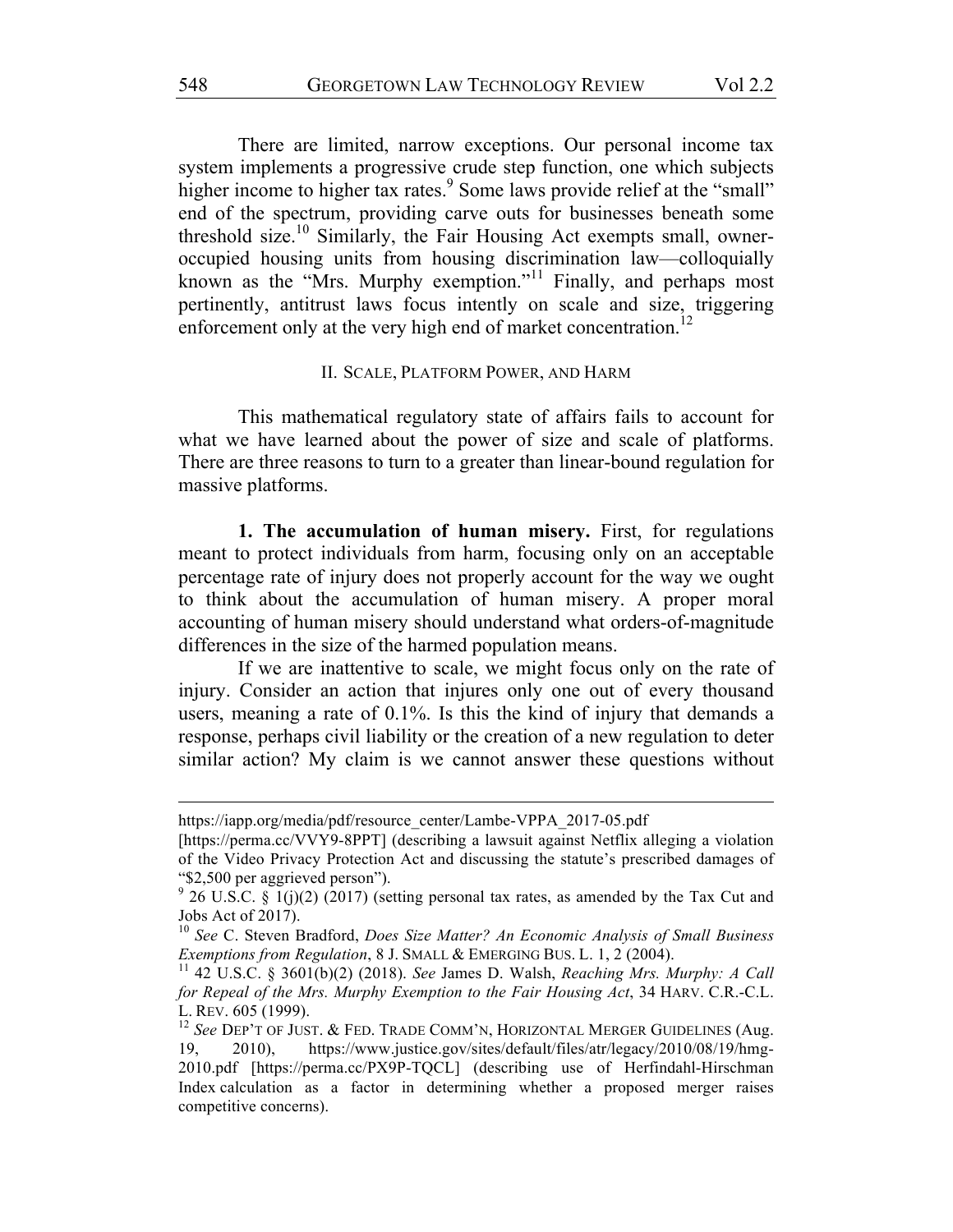There are limited, narrow exceptions. Our personal income tax system implements a progressive crude step function, one which subjects higher income to higher tax rates.[9] Some laws provide relief at the "small" end of the spectrum, providing carve outs for businesses beneath some threshold size.[10] Similarly, the Fair Housing Act exempts small, owner-occupied housing units from housing discrimination law—colloquially known as the "Mrs. Murphy exemption."[11] Finally, and perhaps most pertinently, antitrust laws focus intently on scale and size, triggering enforcement only at the very high end of market concentration.[12]

## II. Scale, Platform Power, and Harm

This mathematical regulatory state of affairs fails to account for what we have learned about the power of size and scale of platforms. There are three reasons to turn to a greater than linear-bound regulation for massive platforms.

**1. The accumulation of human misery.** First, for regulations meant to protect individuals from harm, focusing only on an acceptable percentage rate of injury does not properly account for the way we ought to think about the accumulation of human misery. A proper moral accounting of human misery should understand what orders-of-magnitude differences in the size of the harmed population means.

If we are inattentive to scale, we might focus only on the rate of injury. Consider an action that injures only one out of every thousand users, meaning a rate of 0.1%. Is this the kind of injury that demands a response, perhaps civil liability or the creation of a new regulation to deter similar action? My claim is we cannot answer these questions without

---

https://iapp.org/media/pdf/resource_center/Lambe-VPPA_2017-05.pdf [https://perma.cc/VVY9-8PPT] (describing a lawsuit against Netflix alleging a violation of the Video Privacy Protection Act and discussing the statute's prescribed damages of "$2,500 per aggrieved person").

[9] 26 U.S.C. § 1(j)(2) (2017) (setting personal tax rates, as amended by the Tax Cut and Jobs Act of 2017).

[10] *See* C. Steven Bradford, *Does Size Matter? An Economic Analysis of Small Business Exemptions from Regulation*, 8 J. Small & Emerging Bus. L. 1, 2 (2004).

[11] 42 U.S.C. § 3601(b)(2) (2018). *See* James D. Walsh, *Reaching Mrs. Murphy: A Call for Repeal of the Mrs. Murphy Exemption to the Fair Housing Act*, 34 Harv. C.R.-C.L. L. Rev. 605 (1999).

[12] *See* Dep't of Just. & Fed. Trade Comm'n, Horizontal Merger Guidelines (Aug. 19, 2010), https://www.justice.gov/sites/default/files/atr/legacy/2010/08/19/hmg-2010.pdf [https://perma.cc/PX9P-TQCL] (describing use of Herfindahl-Hirschman Index calculation as a factor in determining whether a proposed merger raises competitive concerns).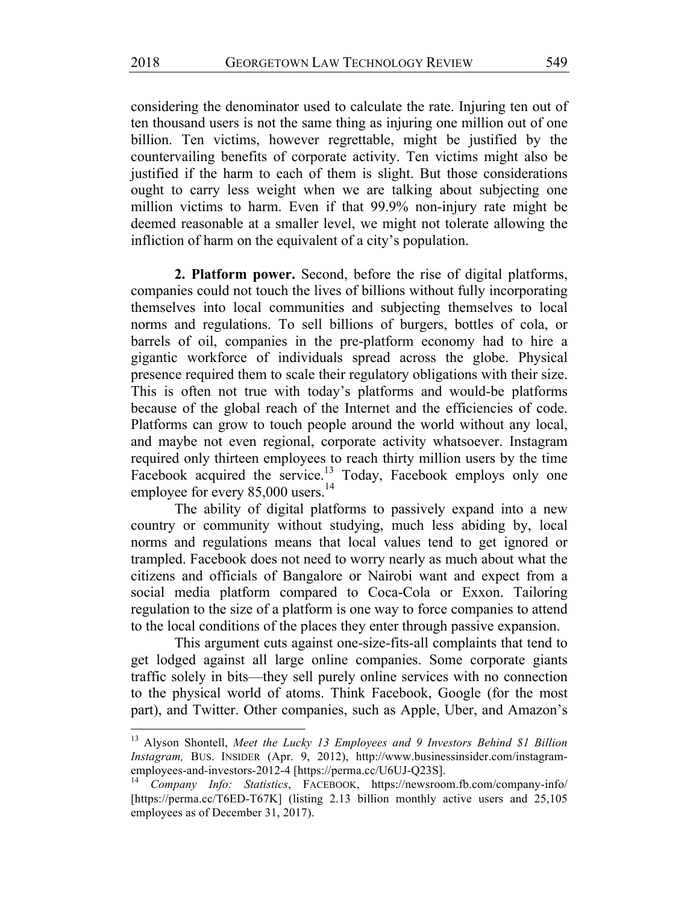considering the denominator used to calculate the rate. Injuring ten out of ten thousand users is not the same thing as injuring one million out of one billion. Ten victims, however regrettable, might be justified by the countervailing benefits of corporate activity. Ten victims might also be justified if the harm to each of them is slight. But those considerations ought to carry less weight when we are talking about subjecting one million victims to harm. Even if that 99.9% non-injury rate might be deemed reasonable at a smaller level, we might not tolerate allowing the infliction of harm on the equivalent of a city's population.

**2. Platform power.** Second, before the rise of digital platforms, companies could not touch the lives of billions without fully incorporating themselves into local communities and subjecting themselves to local norms and regulations. To sell billions of burgers, bottles of cola, or barrels of oil, companies in the pre-platform economy had to hire a gigantic workforce of individuals spread across the globe. Physical presence required them to scale their regulatory obligations with their size. This is often not true with today's platforms and would-be platforms because of the global reach of the Internet and the efficiencies of code. Platforms can grow to touch people around the world without any local, and maybe not even regional, corporate activity whatsoever. Instagram required only thirteen employees to reach thirty million users by the time Facebook acquired the service.[13] Today, Facebook employs only one employee for every 85,000 users.[14]

The ability of digital platforms to passively expand into a new country or community without studying, much less abiding by, local norms and regulations means that local values tend to get ignored or trampled. Facebook does not need to worry nearly as much about what the citizens and officials of Bangalore or Nairobi want and expect from a social media platform compared to Coca-Cola or Exxon. Tailoring regulation to the size of a platform is one way to force companies to attend to the local conditions of the places they enter through passive expansion.

This argument cuts against one-size-fits-all complaints that tend to get lodged against all large online companies. Some corporate giants traffic solely in bits—they sell purely online services with no connection to the physical world of atoms. Think Facebook, Google (for the most part), and Twitter. Other companies, such as Apple, Uber, and Amazon's

---

[13] Alyson Shontell, *Meet the Lucky 13 Employees and 9 Investors Behind $1 Billion Instagram,* BUS. INSIDER (Apr. 9, 2012), http://www.businessinsider.com/instagram-employees-and-investors-2012-4 [https://perma.cc/U6UJ-Q23S].

[14] *Company Info: Statistics*, FACEBOOK, https://newsroom.fb.com/company-info/ [https://perma.cc/T6ED-T67K] (listing 2.13 billion monthly active users and 25,105 employees as of December 31, 2017).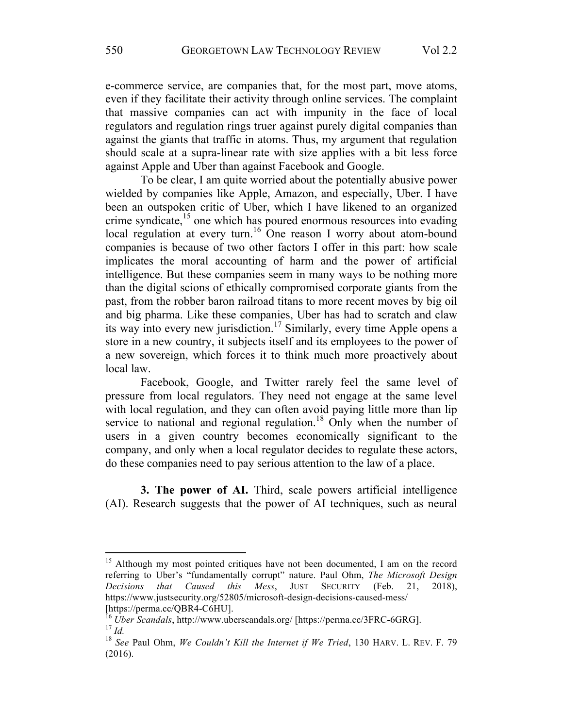e-commerce service, are companies that, for the most part, move atoms, even if they facilitate their activity through online services. The complaint that massive companies can act with impunity in the face of local regulators and regulation rings truer against purely digital companies than against the giants that traffic in atoms. Thus, my argument that regulation should scale at a supra-linear rate with size applies with a bit less force against Apple and Uber than against Facebook and Google.

To be clear, I am quite worried about the potentially abusive power wielded by companies like Apple, Amazon, and especially, Uber. I have been an outspoken critic of Uber, which I have likened to an organized crime syndicate,[15] one which has poured enormous resources into evading local regulation at every turn.[16] One reason I worry about atom-bound companies is because of two other factors I offer in this part: how scale implicates the moral accounting of harm and the power of artificial intelligence. But these companies seem in many ways to be nothing more than the digital scions of ethically compromised corporate giants from the past, from the robber baron railroad titans to more recent moves by big oil and big pharma. Like these companies, Uber has had to scratch and claw its way into every new jurisdiction.[17] Similarly, every time Apple opens a store in a new country, it subjects itself and its employees to the power of a new sovereign, which forces it to think much more proactively about local law.

Facebook, Google, and Twitter rarely feel the same level of pressure from local regulators. They need not engage at the same level with local regulation, and they can often avoid paying little more than lip service to national and regional regulation.[18] Only when the number of users in a given country becomes economically significant to the company, and only when a local regulator decides to regulate these actors, do these companies need to pay serious attention to the law of a place.

**3. The power of AI.** Third, scale powers artificial intelligence (AI). Research suggests that the power of AI techniques, such as neural

---

[15] Although my most pointed critiques have not been documented, I am on the record referring to Uber's "fundamentally corrupt" nature. Paul Ohm, *The Microsoft Design Decisions that Caused this Mess*, JUST SECURITY (Feb. 21, 2018), https://www.justsecurity.org/52805/microsoft-design-decisions-caused-mess/ [https://perma.cc/QBR4-C6HU].

[16] *Uber Scandals*, http://www.uberscandals.org/ [https://perma.cc/3FRC-6GRG].

[17] *Id.*

[18] *See* Paul Ohm, *We Couldn't Kill the Internet if We Tried*, 130 HARV. L. REV. F. 79 (2016).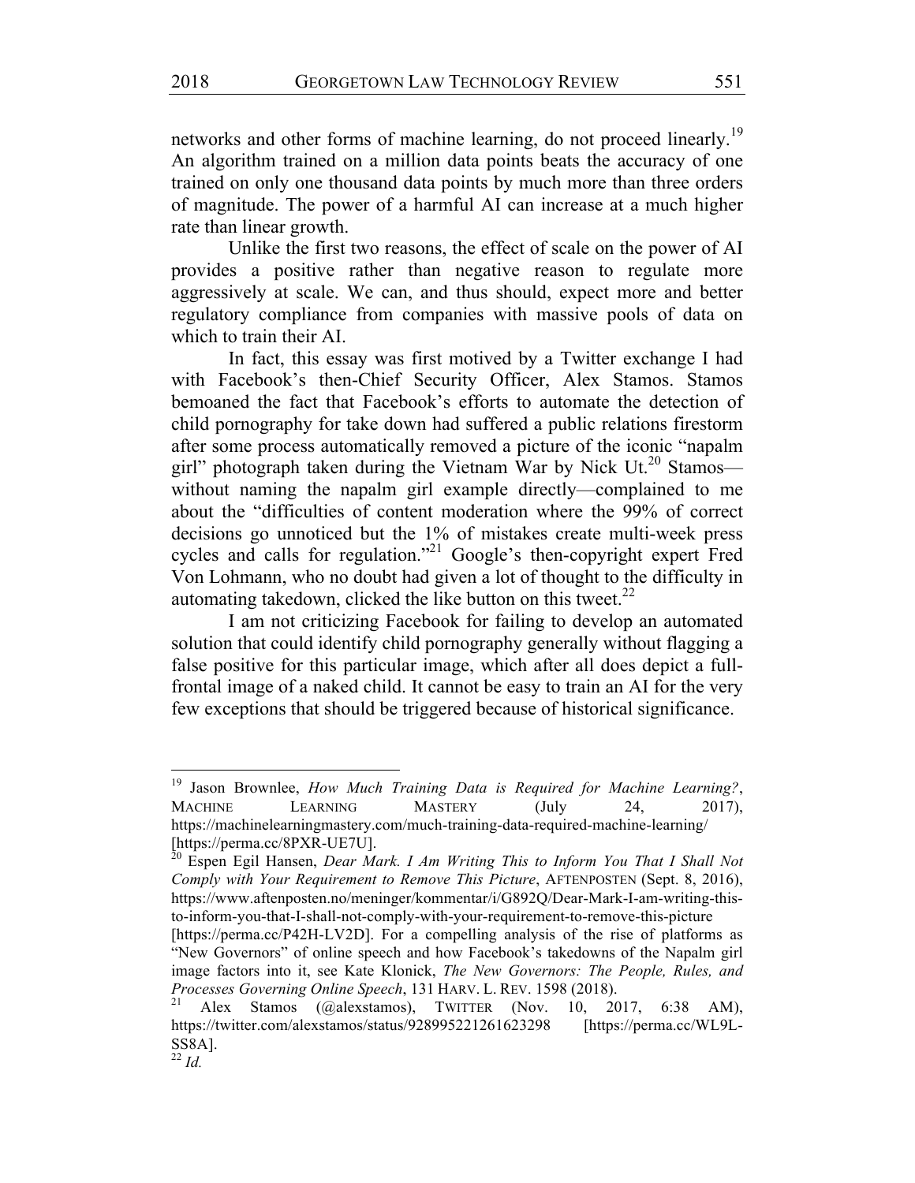networks and other forms of machine learning, do not proceed linearly.[19] An algorithm trained on a million data points beats the accuracy of one trained on only one thousand data points by much more than three orders of magnitude. The power of a harmful AI can increase at a much higher rate than linear growth.

Unlike the first two reasons, the effect of scale on the power of AI provides a positive rather than negative reason to regulate more aggressively at scale. We can, and thus should, expect more and better regulatory compliance from companies with massive pools of data on which to train their AI.

In fact, this essay was first motived by a Twitter exchange I had with Facebook's then-Chief Security Officer, Alex Stamos. Stamos bemoaned the fact that Facebook's efforts to automate the detection of child pornography for take down had suffered a public relations firestorm after some process automatically removed a picture of the iconic "napalm girl" photograph taken during the Vietnam War by Nick Ut.[20] Stamos—without naming the napalm girl example directly—complained to me about the "difficulties of content moderation where the 99% of correct decisions go unnoticed but the 1% of mistakes create multi-week press cycles and calls for regulation."[21] Google's then-copyright expert Fred Von Lohmann, who no doubt had given a lot of thought to the difficulty in automating takedown, clicked the like button on this tweet.[22]

I am not criticizing Facebook for failing to develop an automated solution that could identify child pornography generally without flagging a false positive for this particular image, which after all does depict a full-frontal image of a naked child. It cannot be easy to train an AI for the very few exceptions that should be triggered because of historical significance.

---

[19] Jason Brownlee, *How Much Training Data is Required for Machine Learning?*, MACHINE LEARNING MASTERY (July 24, 2017), https://machinelearningmastery.com/much-training-data-required-machine-learning/ [https://perma.cc/8PXR-UE7U].

[20] Espen Egil Hansen, *Dear Mark. I Am Writing This to Inform You That I Shall Not Comply with Your Requirement to Remove This Picture*, AFTENPOSTEN (Sept. 8, 2016), https://www.aftenposten.no/meninger/kommentar/i/G892Q/Dear-Mark-I-am-writing-this-to-inform-you-that-I-shall-not-comply-with-your-requirement-to-remove-this-picture [https://perma.cc/P42H-LV2D]. For a compelling analysis of the rise of platforms as "New Governors" of online speech and how Facebook's takedowns of the Napalm girl image factors into it, see Kate Klonick, *The New Governors: The People, Rules, and Processes Governing Online Speech*, 131 HARV. L. REV. 1598 (2018).

[21] Alex Stamos (@alexstamos), TWITTER (Nov. 10, 2017, 6:38 AM), https://twitter.com/alexstamos/status/928995221261623298 [https://perma.cc/WL9L-SS8A].

[22] *Id.*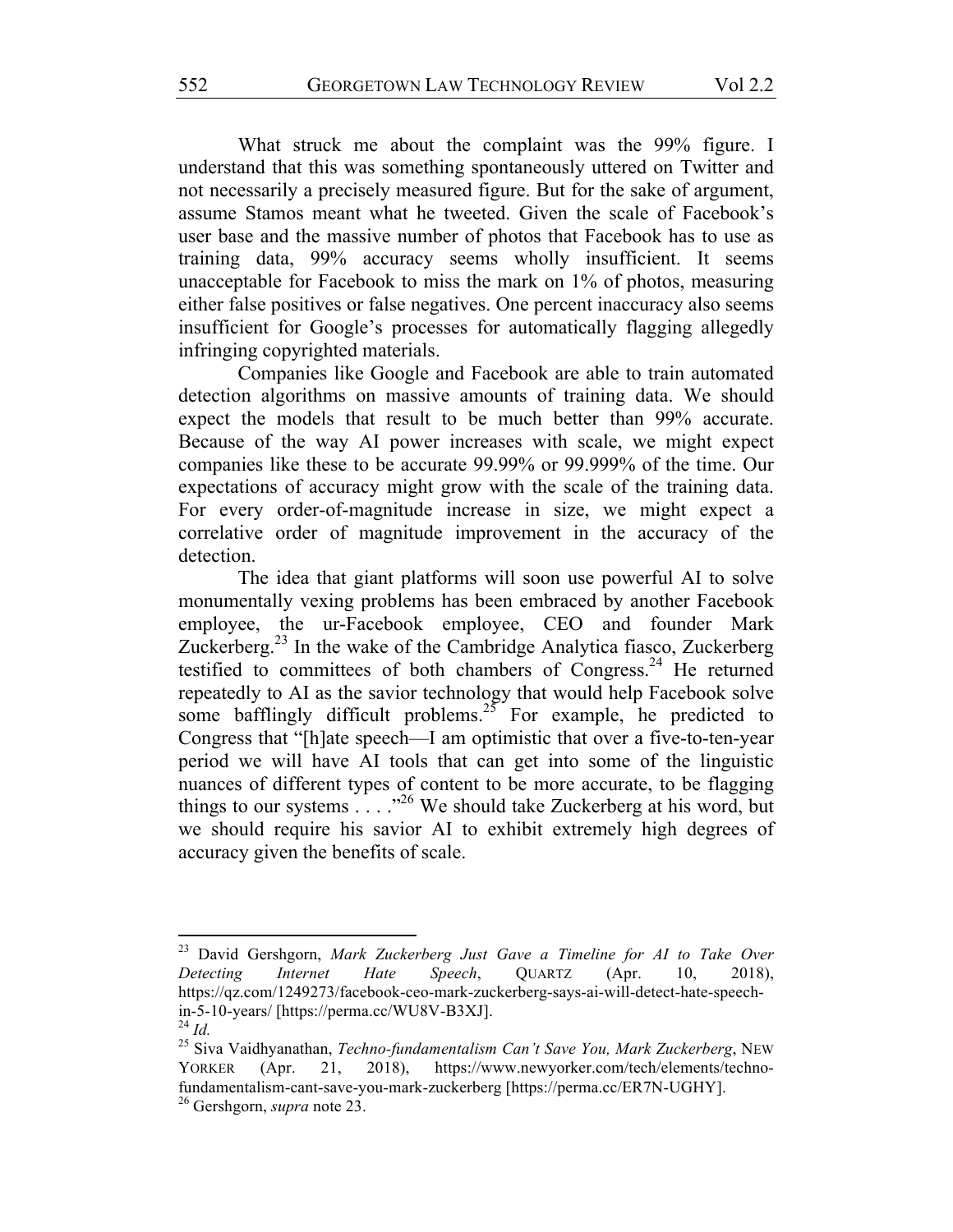What struck me about the complaint was the 99% figure. I understand that this was something spontaneously uttered on Twitter and not necessarily a precisely measured figure. But for the sake of argument, assume Stamos meant what he tweeted. Given the scale of Facebook's user base and the massive number of photos that Facebook has to use as training data, 99% accuracy seems wholly insufficient. It seems unacceptable for Facebook to miss the mark on 1% of photos, measuring either false positives or false negatives. One percent inaccuracy also seems insufficient for Google's processes for automatically flagging allegedly infringing copyrighted materials.

Companies like Google and Facebook are able to train automated detection algorithms on massive amounts of training data. We should expect the models that result to be much better than 99% accurate. Because of the way AI power increases with scale, we might expect companies like these to be accurate 99.99% or 99.999% of the time. Our expectations of accuracy might grow with the scale of the training data. For every order-of-magnitude increase in size, we might expect a correlative order of magnitude improvement in the accuracy of the detection.

The idea that giant platforms will soon use powerful AI to solve monumentally vexing problems has been embraced by another Facebook employee, the ur-Facebook employee, CEO and founder Mark Zuckerberg.[23] In the wake of the Cambridge Analytica fiasco, Zuckerberg testified to committees of both chambers of Congress.[24] He returned repeatedly to AI as the savior technology that would help Facebook solve some bafflingly difficult problems.[25] For example, he predicted to Congress that "[h]ate speech—I am optimistic that over a five-to-ten-year period we will have AI tools that can get into some of the linguistic nuances of different types of content to be more accurate, to be flagging things to our systems . . . ."[26] We should take Zuckerberg at his word, but we should require his savior AI to exhibit extremely high degrees of accuracy given the benefits of scale.

---

[23] David Gershgorn, *Mark Zuckerberg Just Gave a Timeline for AI to Take Over Detecting Internet Hate Speech*, QUARTZ (Apr. 10, 2018), https://qz.com/1249273/facebook-ceo-mark-zuckerberg-says-ai-will-detect-hate-speech-in-5-10-years/ [https://perma.cc/WU8V-B3XJ].

[24] *Id.*

[25] Siva Vaidhyanathan, *Techno-fundamentalism Can't Save You, Mark Zuckerberg*, NEW YORKER (Apr. 21, 2018), https://www.newyorker.com/tech/elements/techno-fundamentalism-cant-save-you-mark-zuckerberg [https://perma.cc/ER7N-UGHY].

[26] Gershgorn, *supra* note 23.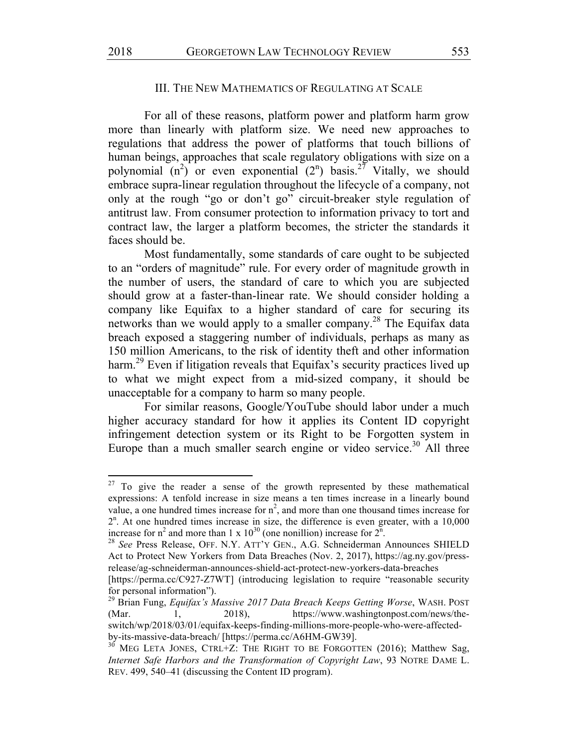## III. The New Mathematics of Regulating at Scale

For all of these reasons, platform power and platform harm grow more than linearly with platform size. We need new approaches to regulations that address the power of platforms that touch billions of human beings, approaches that scale regulatory obligations with size on a polynomial ($n^2$) or even exponential ($2^n$) basis.[27] Vitally, we should embrace supra-linear regulation throughout the lifecycle of a company, not only at the rough "go or don't go" circuit-breaker style regulation of antitrust law. From consumer protection to information privacy to tort and contract law, the larger a platform becomes, the stricter the standards it faces should be.

Most fundamentally, some standards of care ought to be subjected to an "orders of magnitude" rule. For every order of magnitude growth in the number of users, the standard of care to which you are subjected should grow at a faster-than-linear rate. We should consider holding a company like Equifax to a higher standard of care for securing its networks than we would apply to a smaller company.[28] The Equifax data breach exposed a staggering number of individuals, perhaps as many as 150 million Americans, to the risk of identity theft and other information harm.[29] Even if litigation reveals that Equifax's security practices lived up to what we might expect from a mid-sized company, it should be unacceptable for a company to harm so many people.

For similar reasons, Google/YouTube should labor under a much higher accuracy standard for how it applies its Content ID copyright infringement detection system or its Right to be Forgotten system in Europe than a much smaller search engine or video service.[30] All three

---

[27] To give the reader a sense of the growth represented by these mathematical expressions: A tenfold increase in size means a ten times increase in a linearly bound value, a one hundred times increase for $n^2$, and more than one thousand times increase for $2^n$. At one hundred times increase in size, the difference is even greater, with a 10,000 increase for $n^2$ and more than $1 \times 10^{30}$ (one nonillion) increase for $2^n$.

[28] *See* Press Release, OFF. N.Y. ATT'Y GEN., A.G. Schneiderman Announces SHIELD Act to Protect New Yorkers from Data Breaches (Nov. 2, 2017), https://ag.ny.gov/press-release/ag-schneiderman-announces-shield-act-protect-new-yorkers-data-breaches [https://perma.cc/C927-Z7WT] (introducing legislation to require "reasonable security for personal information").

[29] Brian Fung, *Equifax's Massive 2017 Data Breach Keeps Getting Worse*, WASH. POST (Mar. 1, 2018), https://www.washingtonpost.com/news/the-switch/wp/2018/03/01/equifax-keeps-finding-millions-more-people-who-were-affected-by-its-massive-data-breach/ [https://perma.cc/A6HM-GW39].

[30] MEG LETA JONES, CTRL+Z: THE RIGHT TO BE FORGOTTEN (2016); Matthew Sag, *Internet Safe Harbors and the Transformation of Copyright Law*, 93 NOTRE DAME L. REV. 499, 540–41 (discussing the Content ID program).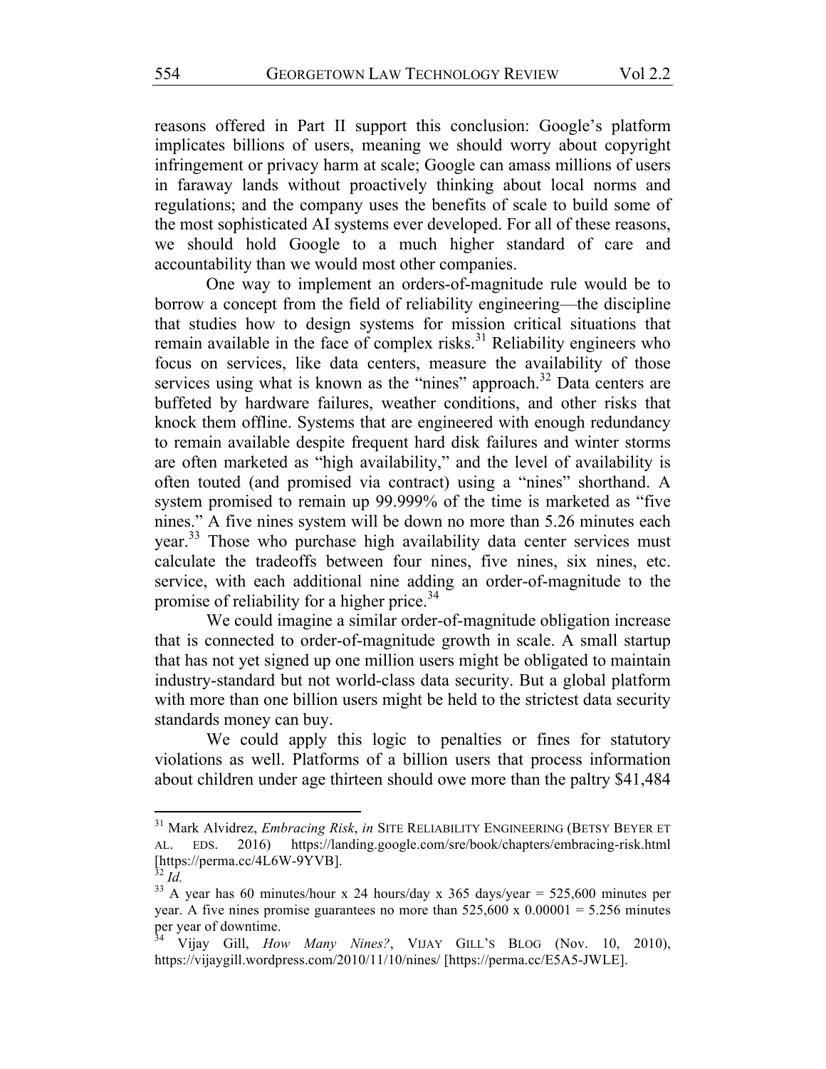reasons offered in Part II support this conclusion: Google's platform implicates billions of users, meaning we should worry about copyright infringement or privacy harm at scale; Google can amass millions of users in faraway lands without proactively thinking about local norms and regulations; and the company uses the benefits of scale to build some of the most sophisticated AI systems ever developed. For all of these reasons, we should hold Google to a much higher standard of care and accountability than we would most other companies.

One way to implement an orders-of-magnitude rule would be to borrow a concept from the field of reliability engineering—the discipline that studies how to design systems for mission critical situations that remain available in the face of complex risks.[31] Reliability engineers who focus on services, like data centers, measure the availability of those services using what is known as the "nines" approach.[32] Data centers are buffeted by hardware failures, weather conditions, and other risks that knock them offline. Systems that are engineered with enough redundancy to remain available despite frequent hard disk failures and winter storms are often marketed as "high availability," and the level of availability is often touted (and promised via contract) using a "nines" shorthand. A system promised to remain up 99.999% of the time is marketed as "five nines." A five nines system will be down no more than 5.26 minutes each year.[33] Those who purchase high availability data center services must calculate the tradeoffs between four nines, five nines, six nines, etc. service, with each additional nine adding an order-of-magnitude to the promise of reliability for a higher price.[34]

We could imagine a similar order-of-magnitude obligation increase that is connected to order-of-magnitude growth in scale. A small startup that has not yet signed up one million users might be obligated to maintain industry-standard but not world-class data security. But a global platform with more than one billion users might be held to the strictest data security standards money can buy.

We could apply this logic to penalties or fines for statutory violations as well. Platforms of a billion users that process information about children under age thirteen should owe more than the paltry $41,484

---

[31] Mark Alvidrez, *Embracing Risk*, *in* SITE RELIABILITY ENGINEERING (BETSY BEYER ET AL. EDS. 2016) https://landing.google.com/sre/book/chapters/embracing-risk.html [https://perma.cc/4L6W-9YVB].

[32] *Id.*

[33] A year has 60 minutes/hour x 24 hours/day x 365 days/year = 525,600 minutes per year. A five nines promise guarantees no more than 525,600 x 0.00001 = 5.256 minutes per year of downtime.

[34] Vijay Gill, *How Many Nines?*, VIJAY GILL'S BLOG (Nov. 10, 2010), https://vijaygill.wordpress.com/2010/11/10/nines/ [https://perma.cc/E5A5-JWLE].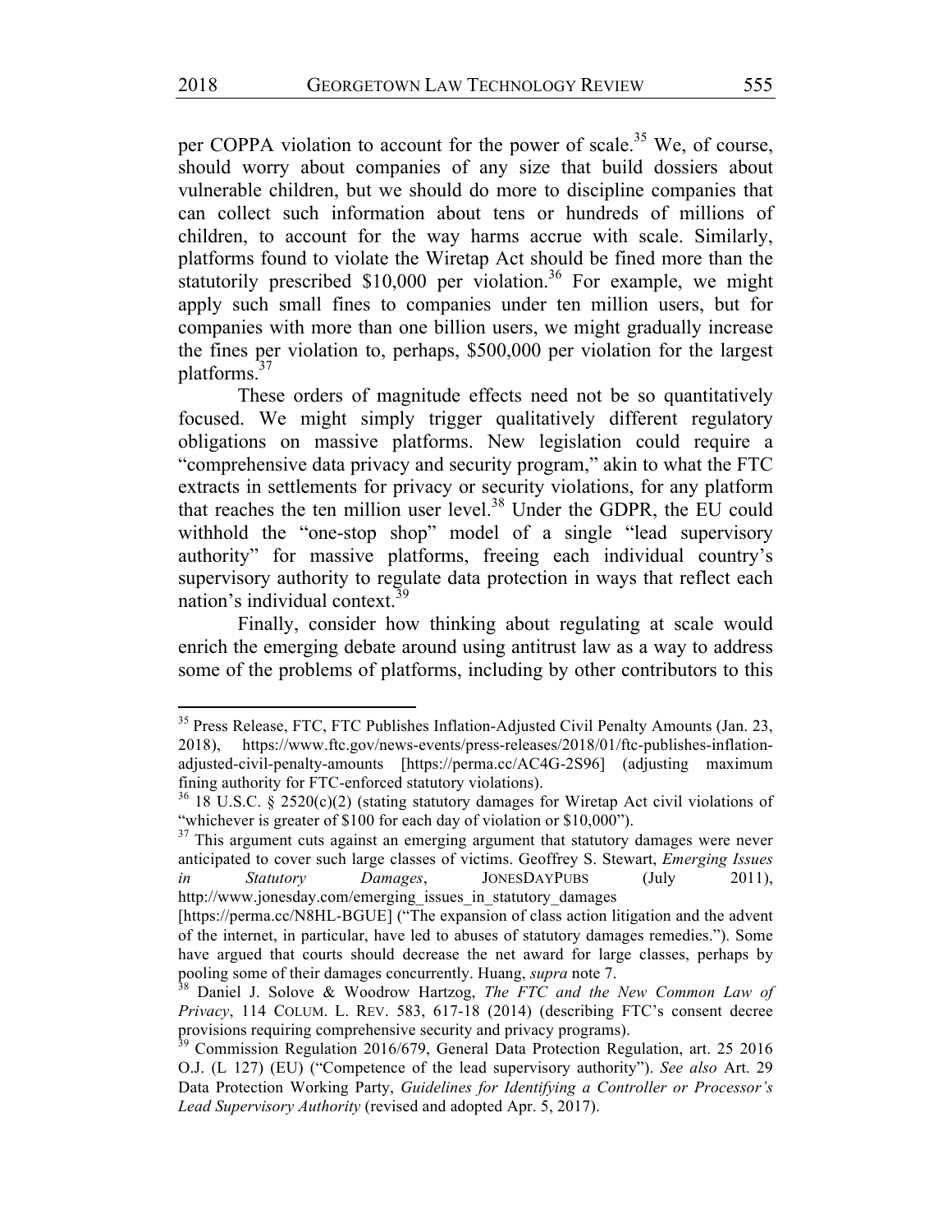per COPPA violation to account for the power of scale.[35] We, of course, should worry about companies of any size that build dossiers about vulnerable children, but we should do more to discipline companies that can collect such information about tens or hundreds of millions of children, to account for the way harms accrue with scale. Similarly, platforms found to violate the Wiretap Act should be fined more than the statutorily prescribed $10,000 per violation.[36] For example, we might apply such small fines to companies under ten million users, but for companies with more than one billion users, we might gradually increase the fines per violation to, perhaps, $500,000 per violation for the largest platforms.[37]

These orders of magnitude effects need not be so quantitatively focused. We might simply trigger qualitatively different regulatory obligations on massive platforms. New legislation could require a "comprehensive data privacy and security program," akin to what the FTC extracts in settlements for privacy or security violations, for any platform that reaches the ten million user level.[38] Under the GDPR, the EU could withhold the "one-stop shop" model of a single "lead supervisory authority" for massive platforms, freeing each individual country's supervisory authority to regulate data protection in ways that reflect each nation's individual context.[39]

Finally, consider how thinking about regulating at scale would enrich the emerging debate around using antitrust law as a way to address some of the problems of platforms, including by other contributors to this

---

[35] Press Release, FTC, FTC Publishes Inflation-Adjusted Civil Penalty Amounts (Jan. 23, 2018), https://www.ftc.gov/news-events/press-releases/2018/01/ftc-publishes-inflation-adjusted-civil-penalty-amounts [https://perma.cc/AC4G-2S96] (adjusting maximum fining authority for FTC-enforced statutory violations).

[36] 18 U.S.C. § 2520(c)(2) (stating statutory damages for Wiretap Act civil violations of "whichever is greater of $100 for each day of violation or $10,000").

[37] This argument cuts against an emerging argument that statutory damages were never anticipated to cover such large classes of victims. Geoffrey S. Stewart, *Emerging Issues in Statutory Damages*, JONESDAYPUBS (July 2011), http://www.jonesday.com/emerging_issues_in_statutory_damages [https://perma.cc/N8HL-BGUE] ("The expansion of class action litigation and the advent of the internet, in particular, have led to abuses of statutory damages remedies."). Some have argued that courts should decrease the net award for large classes, perhaps by pooling some of their damages concurrently. Huang, *supra* note 7.

[38] Daniel J. Solove & Woodrow Hartzog, *The FTC and the New Common Law of Privacy*, 114 COLUM. L. REV. 583, 617-18 (2014) (describing FTC's consent decree provisions requiring comprehensive security and privacy programs).

[39] Commission Regulation 2016/679, General Data Protection Regulation, art. 25 2016 O.J. (L 127) (EU) ("Competence of the lead supervisory authority"). *See also* Art. 29 Data Protection Working Party, *Guidelines for Identifying a Controller or Processor's Lead Supervisory Authority* (revised and adopted Apr. 5, 2017).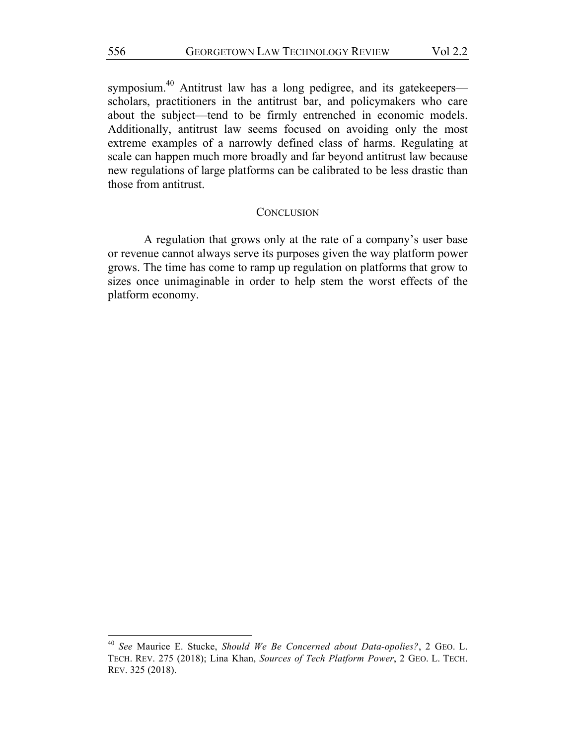symposium.[40] Antitrust law has a long pedigree, and its gatekeepers—scholars, practitioners in the antitrust bar, and policymakers who care about the subject—tend to be firmly entrenched in economic models. Additionally, antitrust law seems focused on avoiding only the most extreme examples of a narrowly defined class of harms. Regulating at scale can happen much more broadly and far beyond antitrust law because new regulations of large platforms can be calibrated to be less drastic than those from antitrust.

## CONCLUSION

A regulation that grows only at the rate of a company's user base or revenue cannot always serve its purposes given the way platform power grows. The time has come to ramp up regulation on platforms that grow to sizes once unimaginable in order to help stem the worst effects of the platform economy.

---

[40] *See* Maurice E. Stucke, *Should We Be Concerned about Data-opolies?*, 2 GEO. L. TECH. REV. 275 (2018); Lina Khan, *Sources of Tech Platform Power*, 2 GEO. L. TECH. REV. 325 (2018).